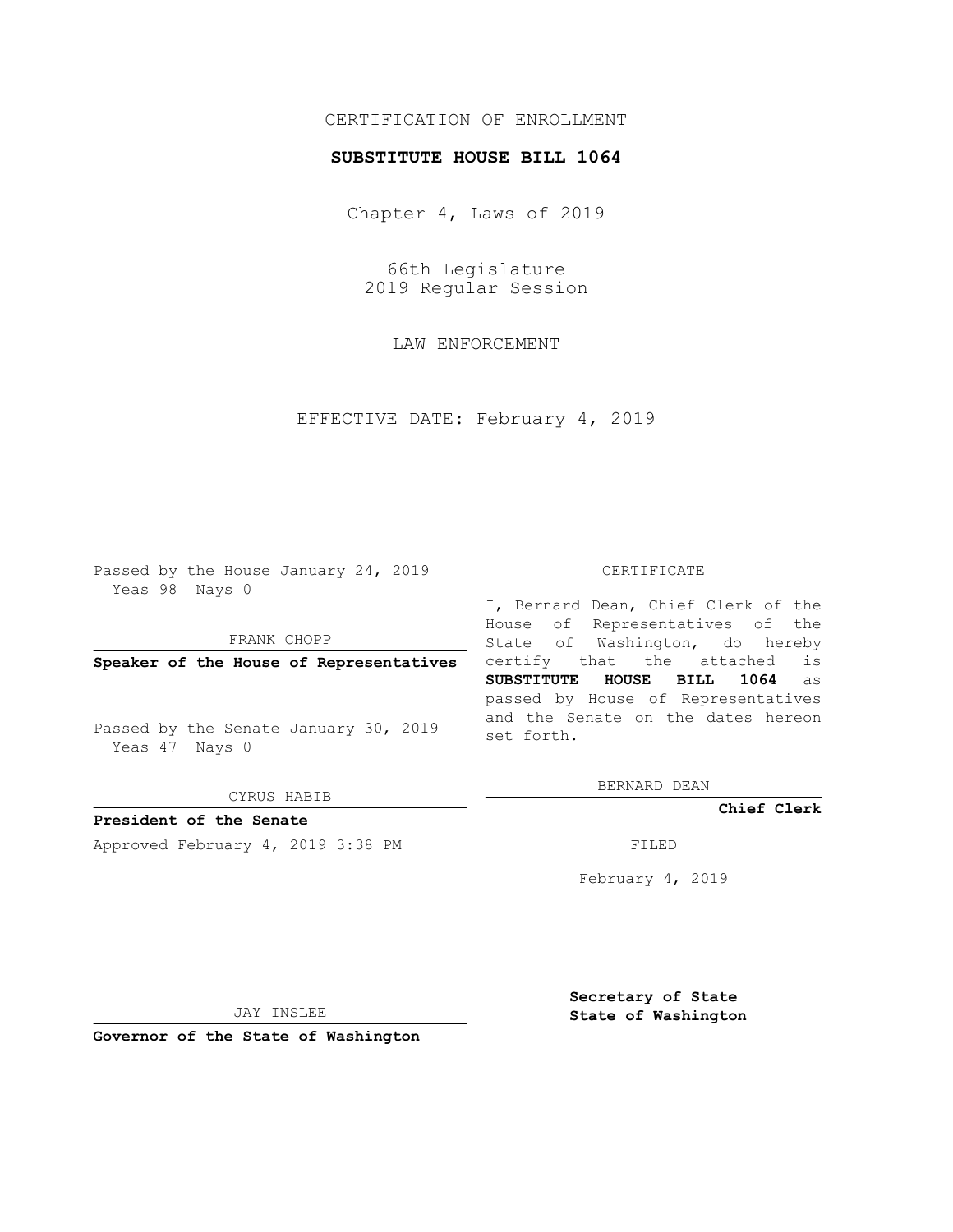CERTIFICATION OF ENROLLMENT

**SUBSTITUTE HOUSE BILL 1064**

Chapter 4, Laws of 2019

66th Legislature
2019 Regular Session

LAW ENFORCEMENT

EFFECTIVE DATE: February 4, 2019

Passed by the House January 24, 2019
Yeas 98 Nays 0

FRANK CHOPP

**Speaker of the House of Representatives**

Passed by the Senate January 30, 2019
Yeas 47 Nays 0

CYRUS HABIB

**President of the Senate**

Approved February 4, 2019 3:38 PM

JAY INSLEE

**Governor of the State of Washington**

CERTIFICATE

I, Bernard Dean, Chief Clerk of the House of Representatives of the State of Washington, do hereby certify that the attached is **SUBSTITUTE HOUSE BILL 1064** as passed by House of Representatives and the Senate on the dates hereon set forth.

BERNARD DEAN

**Chief Clerk**

FILED

February 4, 2019

**Secretary of State**
**State of Washington**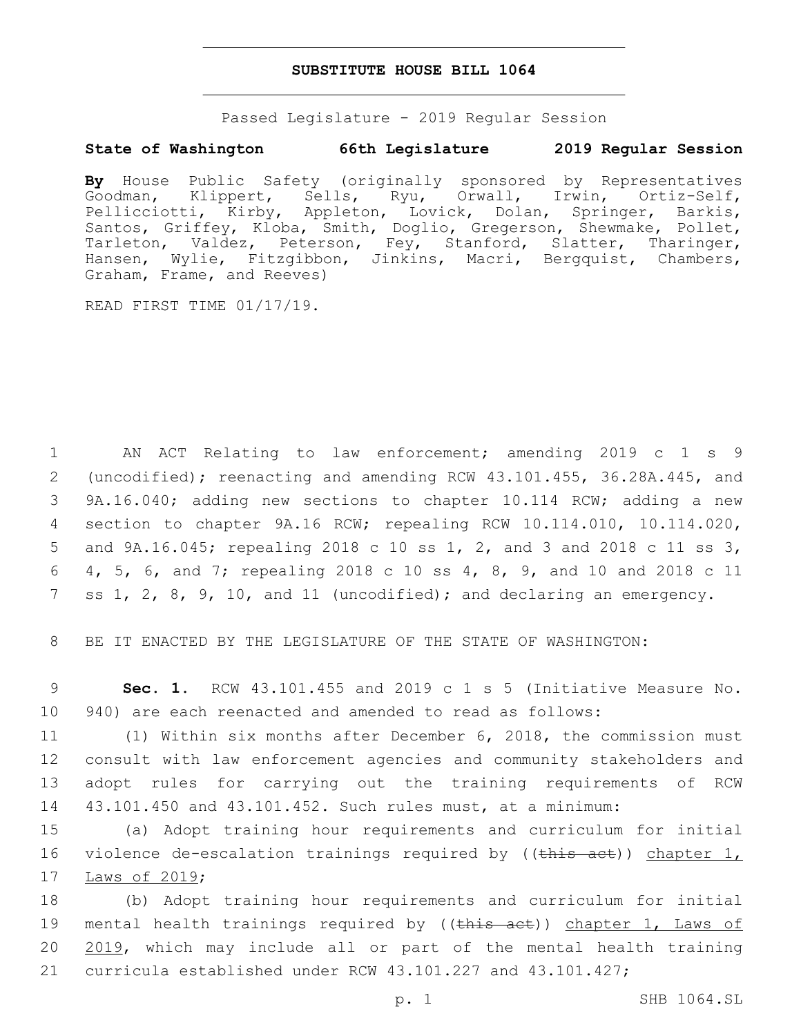# SUBSTITUTE HOUSE BILL 1064

Passed Legislature - 2019 Regular Session

**State of Washington 66th Legislature 2019 Regular Session**

**By** House Public Safety (originally sponsored by Representatives Goodman, Klippert, Sells, Ryu, Orwall, Irwin, Ortiz-Self, Pellicciotti, Kirby, Appleton, Lovick, Dolan, Springer, Barkis, Santos, Griffey, Kloba, Smith, Doglio, Gregerson, Shewmake, Pollet, Tarleton, Valdez, Peterson, Fey, Stanford, Slatter, Tharinger, Hansen, Wylie, Fitzgibbon, Jinkins, Macri, Bergquist, Chambers, Graham, Frame, and Reeves)

READ FIRST TIME 01/17/19.

1 AN ACT Relating to law enforcement; amending 2019 c 1 s 9 2 (uncodified); reenacting and amending RCW 43.101.455, 36.28A.445, and 3 9A.16.040; adding new sections to chapter 10.114 RCW; adding a new 4 section to chapter 9A.16 RCW; repealing RCW 10.114.010, 10.114.020, 5 and 9A.16.045; repealing 2018 c 10 ss 1, 2, and 3 and 2018 c 11 ss 3, 6 4, 5, 6, and 7; repealing 2018 c 10 ss 4, 8, 9, and 10 and 2018 c 11 7 ss 1, 2, 8, 9, 10, and 11 (uncodified); and declaring an emergency.

8 BE IT ENACTED BY THE LEGISLATURE OF THE STATE OF WASHINGTON:

9 **Sec. 1.** RCW 43.101.455 and 2019 c 1 s 5 (Initiative Measure No. 10 940) are each reenacted and amended to read as follows:

11 (1) Within six months after December 6, 2018, the commission must 12 consult with law enforcement agencies and community stakeholders and 13 adopt rules for carrying out the training requirements of RCW 14 43.101.450 and 43.101.452. Such rules must, at a minimum:

15 (a) Adopt training hour requirements and curriculum for initial 16 violence de-escalation trainings required by ((~~this act~~)) <u>chapter 1,</u> 17 <u>Laws of 2019</u>;

18 (b) Adopt training hour requirements and curriculum for initial 19 mental health trainings required by ((~~this act~~)) <u>chapter 1, Laws of</u> 20 <u>2019</u>, which may include all or part of the mental health training 21 curricula established under RCW 43.101.227 and 43.101.427;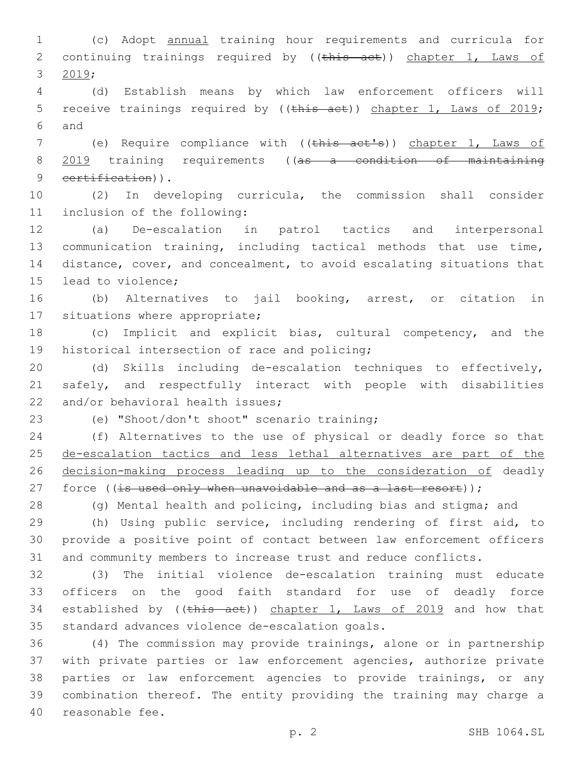(c) Adopt annual training hour requirements and curricula for continuing trainings required by ((~~this act~~)) chapter 1, Laws of 2019;

(d) Establish means by which law enforcement officers will receive trainings required by ((~~this act~~)) chapter 1, Laws of 2019; and

(e) Require compliance with ((~~this act's~~)) chapter 1, Laws of 2019 training requirements ((~~as a condition of maintaining certification~~)).

(2) In developing curricula, the commission shall consider inclusion of the following:

(a) De-escalation in patrol tactics and interpersonal communication training, including tactical methods that use time, distance, cover, and concealment, to avoid escalating situations that lead to violence;

(b) Alternatives to jail booking, arrest, or citation in situations where appropriate;

(c) Implicit and explicit bias, cultural competency, and the historical intersection of race and policing;

(d) Skills including de-escalation techniques to effectively, safely, and respectfully interact with people with disabilities and/or behavioral health issues;

(e) "Shoot/don't shoot" scenario training;

(f) Alternatives to the use of physical or deadly force so that de-escalation tactics and less lethal alternatives are part of the decision-making process leading up to the consideration of deadly force ((~~is used only when unavoidable and as a last resort~~));

(g) Mental health and policing, including bias and stigma; and

(h) Using public service, including rendering of first aid, to provide a positive point of contact between law enforcement officers and community members to increase trust and reduce conflicts.

(3) The initial violence de-escalation training must educate officers on the good faith standard for use of deadly force established by ((~~this act~~)) chapter 1, Laws of 2019 and how that standard advances violence de-escalation goals.

(4) The commission may provide trainings, alone or in partnership with private parties or law enforcement agencies, authorize private parties or law enforcement agencies to provide trainings, or any combination thereof. The entity providing the training may charge a reasonable fee.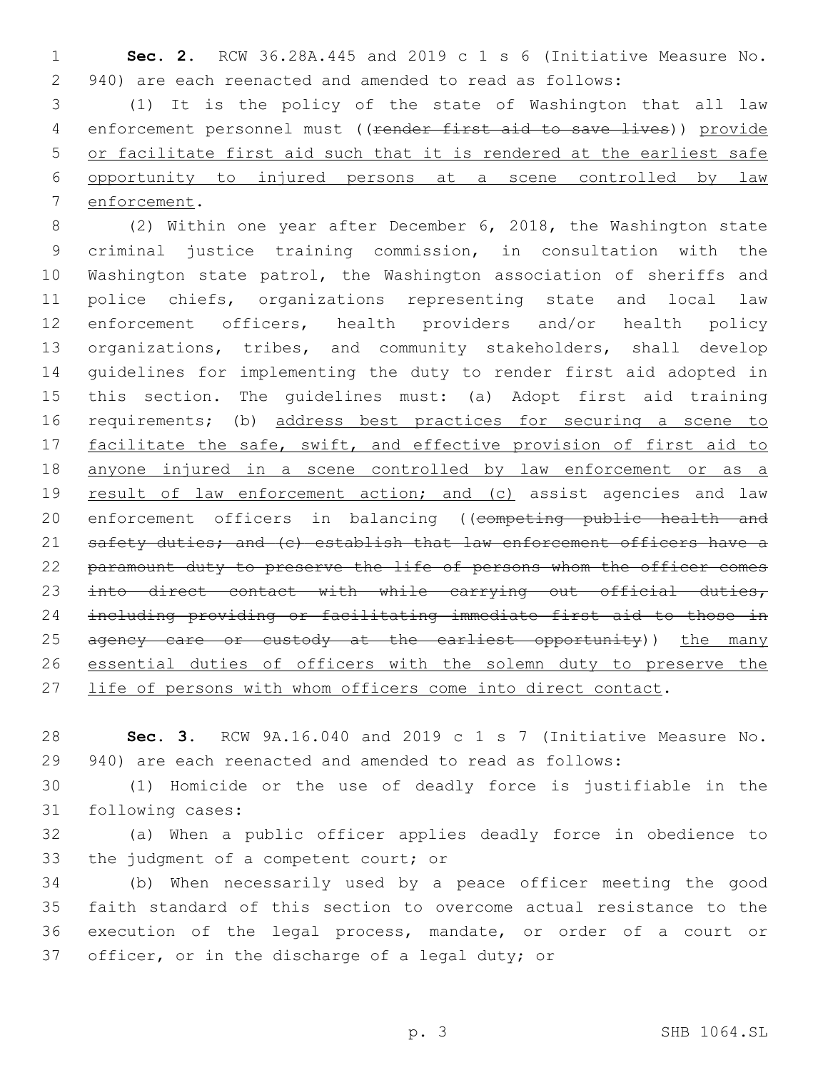**Sec. 2.** RCW 36.28A.445 and 2019 c 1 s 6 (Initiative Measure No. 940) are each reenacted and amended to read as follows:

(1) It is the policy of the state of Washington that all law enforcement personnel must ((~~render first aid to save lives~~)) <u>provide or facilitate first aid such that it is rendered at the earliest safe opportunity to injured persons at a scene controlled by law enforcement</u>.

(2) Within one year after December 6, 2018, the Washington state criminal justice training commission, in consultation with the Washington state patrol, the Washington association of sheriffs and police chiefs, organizations representing state and local law enforcement officers, health providers and/or health policy organizations, tribes, and community stakeholders, shall develop guidelines for implementing the duty to render first aid adopted in this section. The guidelines must: (a) Adopt first aid training requirements; (b) <u>address best practices for securing a scene to facilitate the safe, swift, and effective provision of first aid to anyone injured in a scene controlled by law enforcement or as a result of law enforcement action; and (c)</u> assist agencies and law enforcement officers in balancing ((~~competing public health and safety duties; and (c) establish that law enforcement officers have a paramount duty to preserve the life of persons whom the officer comes into direct contact with while carrying out official duties, including providing or facilitating immediate first aid to those in agency care or custody at the earliest opportunity~~)) <u>the many essential duties of officers with the solemn duty to preserve the life of persons with whom officers come into direct contact</u>.

**Sec. 3.** RCW 9A.16.040 and 2019 c 1 s 7 (Initiative Measure No. 940) are each reenacted and amended to read as follows:

(1) Homicide or the use of deadly force is justifiable in the following cases:

(a) When a public officer applies deadly force in obedience to the judgment of a competent court; or

(b) When necessarily used by a peace officer meeting the good faith standard of this section to overcome actual resistance to the execution of the legal process, mandate, or order of a court or officer, or in the discharge of a legal duty; or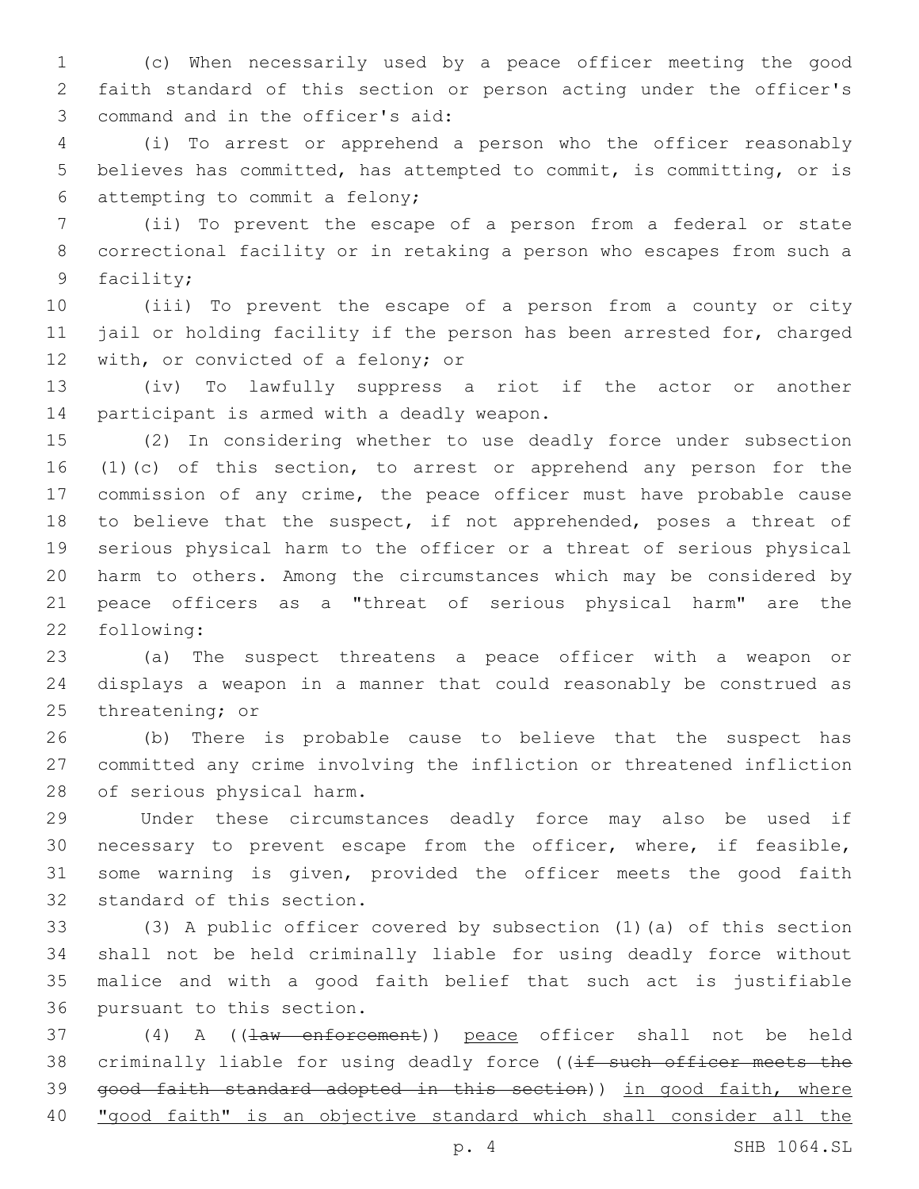(c) When necessarily used by a peace officer meeting the good faith standard of this section or person acting under the officer's command and in the officer's aid:

(i) To arrest or apprehend a person who the officer reasonably believes has committed, has attempted to commit, is committing, or is attempting to commit a felony;

(ii) To prevent the escape of a person from a federal or state correctional facility or in retaking a person who escapes from such a facility;

(iii) To prevent the escape of a person from a county or city jail or holding facility if the person has been arrested for, charged with, or convicted of a felony; or

(iv) To lawfully suppress a riot if the actor or another participant is armed with a deadly weapon.

(2) In considering whether to use deadly force under subsection (1)(c) of this section, to arrest or apprehend any person for the commission of any crime, the peace officer must have probable cause to believe that the suspect, if not apprehended, poses a threat of serious physical harm to the officer or a threat of serious physical harm to others. Among the circumstances which may be considered by peace officers as a "threat of serious physical harm" are the following:

(a) The suspect threatens a peace officer with a weapon or displays a weapon in a manner that could reasonably be construed as threatening; or

(b) There is probable cause to believe that the suspect has committed any crime involving the infliction or threatened infliction of serious physical harm.

Under these circumstances deadly force may also be used if necessary to prevent escape from the officer, where, if feasible, some warning is given, provided the officer meets the good faith standard of this section.

(3) A public officer covered by subsection (1)(a) of this section shall not be held criminally liable for using deadly force without malice and with a good faith belief that such act is justifiable pursuant to this section.

(4) A ((~~law enforcement~~)) <u>peace</u> officer shall not be held criminally liable for using deadly force ((~~if such officer meets the good faith standard adopted in this section~~)) <u>in good faith, where "good faith" is an objective standard which shall consider all the</u>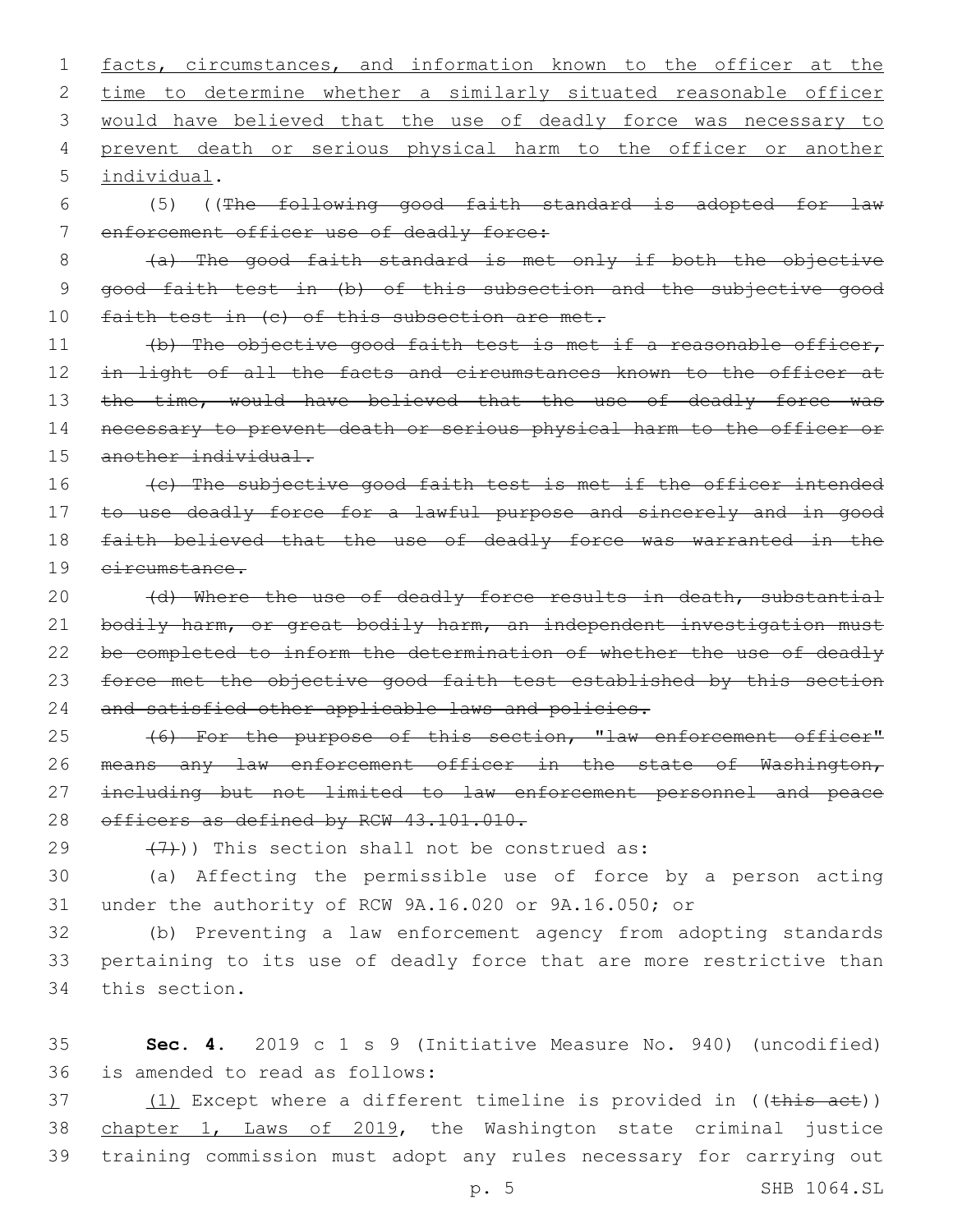facts, circumstances, and information known to the officer at the time to determine whether a similarly situated reasonable officer would have believed that the use of deadly force was necessary to prevent death or serious physical harm to the officer or another individual.

(5) ((~~The following good faith standard is adopted for law enforcement officer use of deadly force:~~

~~(a) The good faith standard is met only if both the objective good faith test in (b) of this subsection and the subjective good faith test in (c) of this subsection are met.~~

~~(b) The objective good faith test is met if a reasonable officer, in light of all the facts and circumstances known to the officer at the time, would have believed that the use of deadly force was necessary to prevent death or serious physical harm to the officer or another individual.~~

~~(c) The subjective good faith test is met if the officer intended to use deadly force for a lawful purpose and sincerely and in good faith believed that the use of deadly force was warranted in the circumstance.~~

~~(d) Where the use of deadly force results in death, substantial bodily harm, or great bodily harm, an independent investigation must be completed to inform the determination of whether the use of deadly force met the objective good faith test established by this section and satisfied other applicable laws and policies.~~

~~(6) For the purpose of this section, "law enforcement officer" means any law enforcement officer in the state of Washington, including but not limited to law enforcement personnel and peace officers as defined by RCW 43.101.010.~~

~~(7)~~)) This section shall not be construed as:

(a) Affecting the permissible use of force by a person acting under the authority of RCW 9A.16.020 or 9A.16.050; or

(b) Preventing a law enforcement agency from adopting standards pertaining to its use of deadly force that are more restrictive than this section.

**Sec. 4.** 2019 c 1 s 9 (Initiative Measure No. 940) (uncodified) is amended to read as follows:

(1) Except where a different timeline is provided in ((~~this act~~)) chapter 1, Laws of 2019, the Washington state criminal justice training commission must adopt any rules necessary for carrying out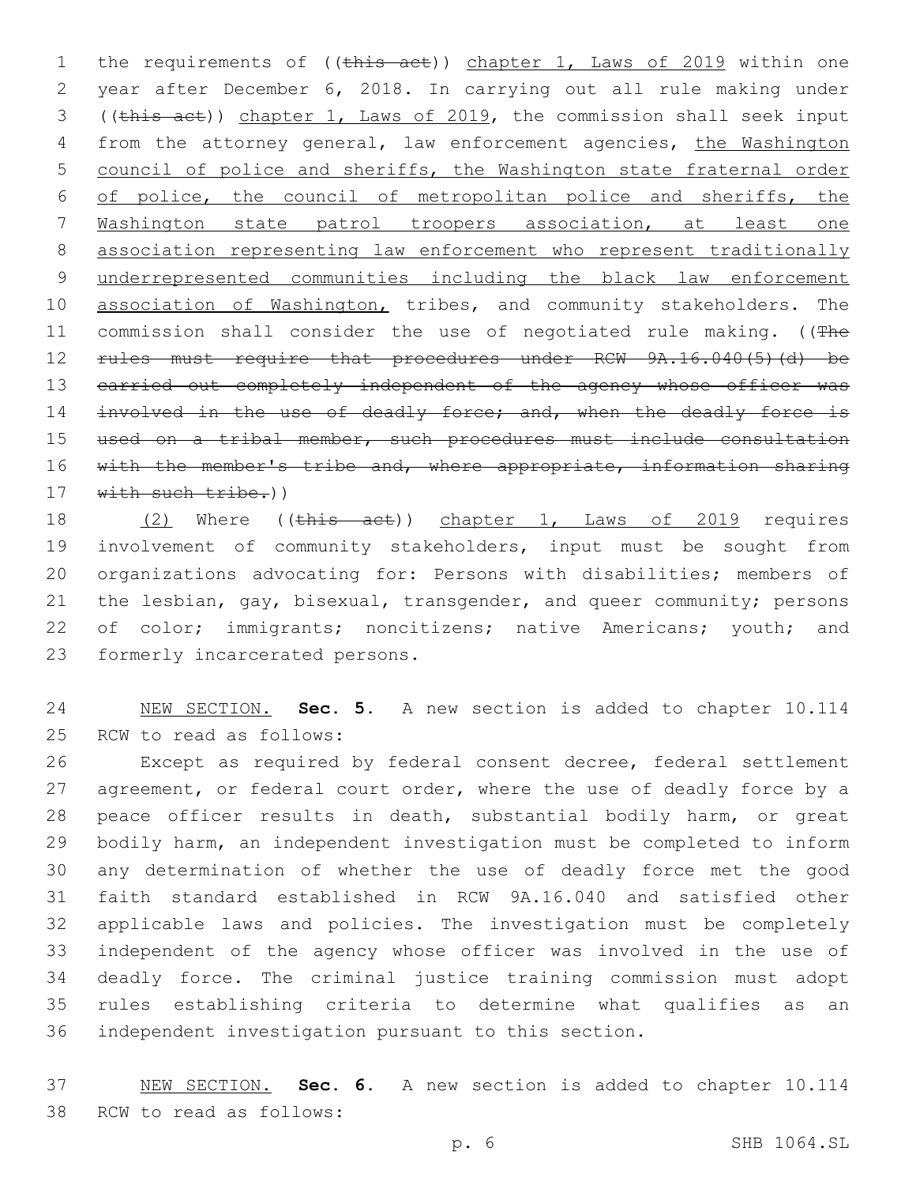the requirements of ((~~this act~~)) <u>chapter 1, Laws of 2019</u> within one year after December 6, 2018. In carrying out all rule making under ((~~this act~~)) <u>chapter 1, Laws of 2019</u>, the commission shall seek input from the attorney general, law enforcement agencies, <u>the Washington council of police and sheriffs, the Washington state fraternal order of police, the council of metropolitan police and sheriffs, the Washington state patrol troopers association, at least one association representing law enforcement who represent traditionally underrepresented communities including the black law enforcement association of Washington,</u> tribes, and community stakeholders. The commission shall consider the use of negotiated rule making. ((~~The rules must require that procedures under RCW 9A.16.040(5)(d) be carried out completely independent of the agency whose officer was involved in the use of deadly force; and, when the deadly force is used on a tribal member, such procedures must include consultation with the member's tribe and, where appropriate, information sharing with such tribe.~~))

<u>(2)</u> Where ((~~this act~~)) <u>chapter 1, Laws of 2019</u> requires involvement of community stakeholders, input must be sought from organizations advocating for: Persons with disabilities; members of the lesbian, gay, bisexual, transgender, and queer community; persons of color; immigrants; noncitizens; native Americans; youth; and formerly incarcerated persons.

<u>NEW SECTION.</u> **Sec. 5.** A new section is added to chapter 10.114 RCW to read as follows:

Except as required by federal consent decree, federal settlement agreement, or federal court order, where the use of deadly force by a peace officer results in death, substantial bodily harm, or great bodily harm, an independent investigation must be completed to inform any determination of whether the use of deadly force met the good faith standard established in RCW 9A.16.040 and satisfied other applicable laws and policies. The investigation must be completely independent of the agency whose officer was involved in the use of deadly force. The criminal justice training commission must adopt rules establishing criteria to determine what qualifies as an independent investigation pursuant to this section.

<u>NEW SECTION.</u> **Sec. 6.** A new section is added to chapter 10.114 RCW to read as follows: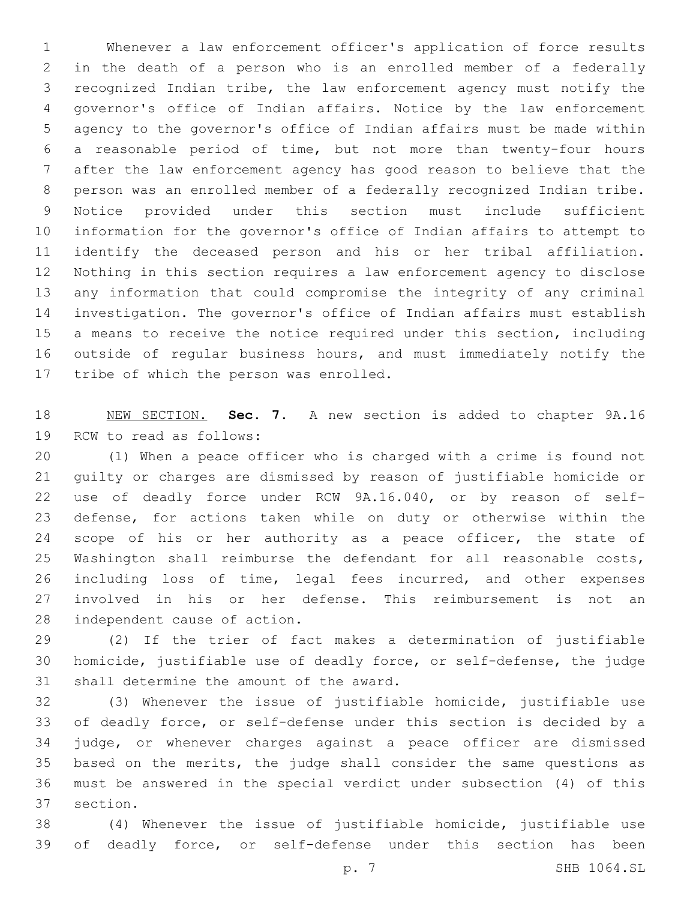Whenever a law enforcement officer's application of force results in the death of a person who is an enrolled member of a federally recognized Indian tribe, the law enforcement agency must notify the governor's office of Indian affairs. Notice by the law enforcement agency to the governor's office of Indian affairs must be made within a reasonable period of time, but not more than twenty-four hours after the law enforcement agency has good reason to believe that the person was an enrolled member of a federally recognized Indian tribe. Notice provided under this section must include sufficient information for the governor's office of Indian affairs to attempt to identify the deceased person and his or her tribal affiliation. Nothing in this section requires a law enforcement agency to disclose any information that could compromise the integrity of any criminal investigation. The governor's office of Indian affairs must establish a means to receive the notice required under this section, including outside of regular business hours, and must immediately notify the tribe of which the person was enrolled.

NEW SECTION. **Sec. 7.** A new section is added to chapter 9A.16 RCW to read as follows:

(1) When a peace officer who is charged with a crime is found not guilty or charges are dismissed by reason of justifiable homicide or use of deadly force under RCW 9A.16.040, or by reason of self-defense, for actions taken while on duty or otherwise within the scope of his or her authority as a peace officer, the state of Washington shall reimburse the defendant for all reasonable costs, including loss of time, legal fees incurred, and other expenses involved in his or her defense. This reimbursement is not an independent cause of action.

(2) If the trier of fact makes a determination of justifiable homicide, justifiable use of deadly force, or self-defense, the judge shall determine the amount of the award.

(3) Whenever the issue of justifiable homicide, justifiable use of deadly force, or self-defense under this section is decided by a judge, or whenever charges against a peace officer are dismissed based on the merits, the judge shall consider the same questions as must be answered in the special verdict under subsection (4) of this section.

(4) Whenever the issue of justifiable homicide, justifiable use of deadly force, or self-defense under this section has been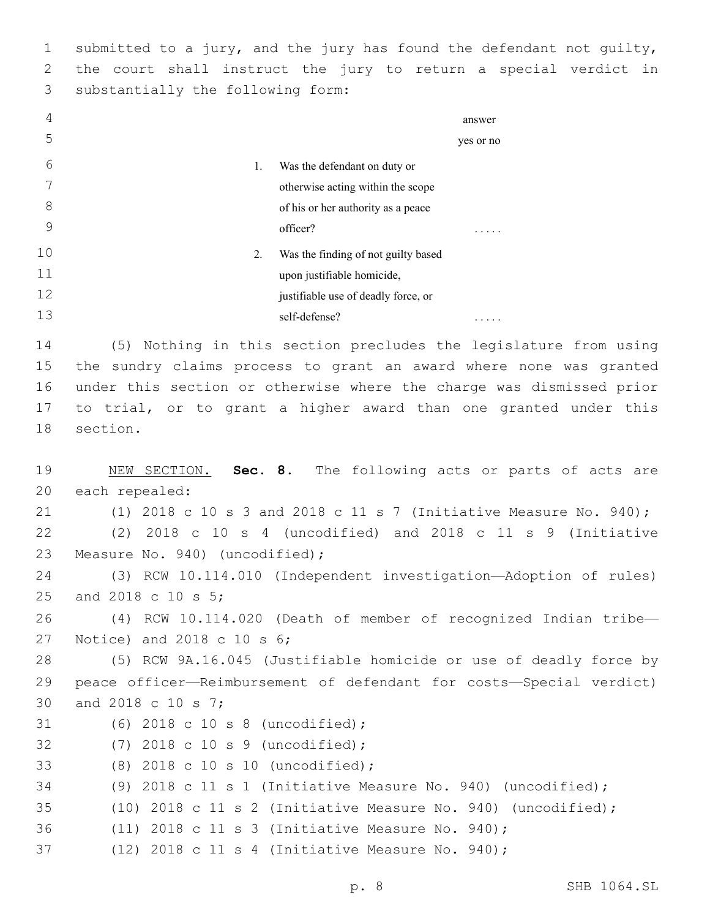submitted to a jury, and the jury has found the defendant not guilty, the court shall instruct the jury to return a special verdict in substantially the following form:

| | answer yes or no |
|---|---|
| 1. Was the defendant on duty or otherwise acting within the scope of his or her authority as a peace officer? | ..... |
| 2. Was the finding of not guilty based upon justifiable homicide, justifiable use of deadly force, or self-defense? | ..... |

(5) Nothing in this section precludes the legislature from using the sundry claims process to grant an award where none was granted under this section or otherwise where the charge was dismissed prior to trial, or to grant a higher award than one granted under this section.

NEW SECTION. **Sec. 8.** The following acts or parts of acts are each repealed:

(1) 2018 c 10 s 3 and 2018 c 11 s 7 (Initiative Measure No. 940);

(2) 2018 c 10 s 4 (uncodified) and 2018 c 11 s 9 (Initiative Measure No. 940) (uncodified);

(3) RCW 10.114.010 (Independent investigation—Adoption of rules) and 2018 c 10 s 5;

(4) RCW 10.114.020 (Death of member of recognized Indian tribe—Notice) and 2018 c 10 s 6;

(5) RCW 9A.16.045 (Justifiable homicide or use of deadly force by peace officer—Reimbursement of defendant for costs—Special verdict) and 2018 c 10 s 7;

(6) 2018 c 10 s 8 (uncodified);

(7) 2018 c 10 s 9 (uncodified);

(8) 2018 c 10 s 10 (uncodified);

(9) 2018 c 11 s 1 (Initiative Measure No. 940) (uncodified);

(10) 2018 c 11 s 2 (Initiative Measure No. 940) (uncodified);

(11) 2018 c 11 s 3 (Initiative Measure No. 940);

(12) 2018 c 11 s 4 (Initiative Measure No. 940);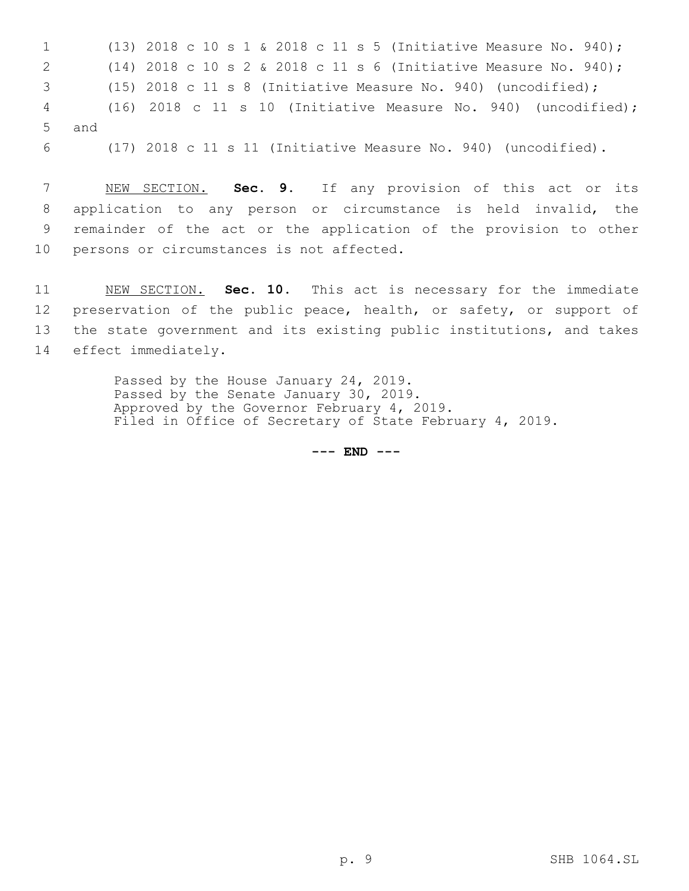(13) 2018 c 10 s 1 & 2018 c 11 s 5 (Initiative Measure No. 940);

(14) 2018 c 10 s 2 & 2018 c 11 s 6 (Initiative Measure No. 940);

(15) 2018 c 11 s 8 (Initiative Measure No. 940) (uncodified);

(16) 2018 c 11 s 10 (Initiative Measure No. 940) (uncodified); and

(17) 2018 c 11 s 11 (Initiative Measure No. 940) (uncodified).

NEW SECTION. **Sec. 9.** If any provision of this act or its application to any person or circumstance is held invalid, the remainder of the act or the application of the provision to other persons or circumstances is not affected.

NEW SECTION. **Sec. 10.** This act is necessary for the immediate preservation of the public peace, health, or safety, or support of the state government and its existing public institutions, and takes effect immediately.

Passed by the House January 24, 2019.
Passed by the Senate January 30, 2019.
Approved by the Governor February 4, 2019.
Filed in Office of Secretary of State February 4, 2019.

**--- END ---**